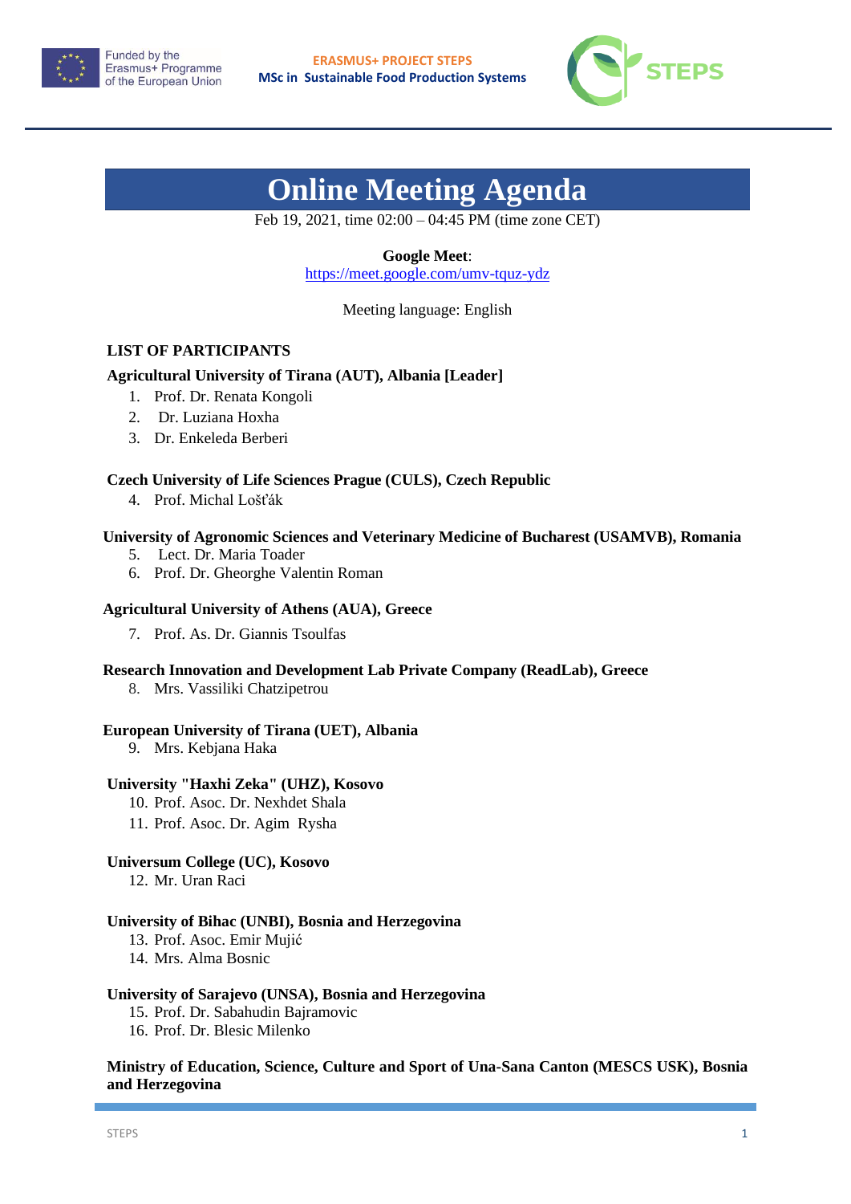Funded by the Erasmus+ Programme of the European Union

ERASMUS+ PROJECT STEPS
MSc in Sustainable Food Production Systems

STEPS

# Online Meeting Agenda

Feb 19, 2021, time 02:00 – 04:45 PM (time zone CET)

**Google Meet**:
https://meet.google.com/umv-tquz-ydz

Meeting language: English

## LIST OF PARTICIPANTS

**Agricultural University of Tirana (AUT), Albania [Leader]**

1. Prof. Dr. Renata Kongoli
2. Dr. Luziana Hoxha
3. Dr. Enkeleda Berberi

**Czech University of Life Sciences Prague (CULS), Czech Republic**

4. Prof. Michal Lošťák

**University of Agronomic Sciences and Veterinary Medicine of Bucharest (USAMVB), Romania**

5. Lect. Dr. Maria Toader
6. Prof. Dr. Gheorghe Valentin Roman

**Agricultural University of Athens (AUA), Greece**

7. Prof. As. Dr. Giannis Tsoulfas

**Research Innovation and Development Lab Private Company (ReadLab), Greece**

8. Mrs. Vassiliki Chatzipetrou

**European University of Tirana (UET), Albania**

9. Mrs. Kebjana Haka

**University "Haxhi Zeka" (UHZ), Kosovo**

10. Prof. Asoc. Dr. Nexhdet Shala
11. Prof. Asoc. Dr. Agim Rysha

**Universum College (UC), Kosovo**

12. Mr. Uran Raci

**University of Bihac (UNBI), Bosnia and Herzegovina**

13. Prof. Asoc. Emir Mujić
14. Mrs. Alma Bosnic

**University of Sarajevo (UNSA), Bosnia and Herzegovina**

15. Prof. Dr. Sabahudin Bajramovic
16. Prof. Dr. Blesic Milenko

**Ministry of Education, Science, Culture and Sport of Una-Sana Canton (MESCS USK), Bosnia and Herzegovina**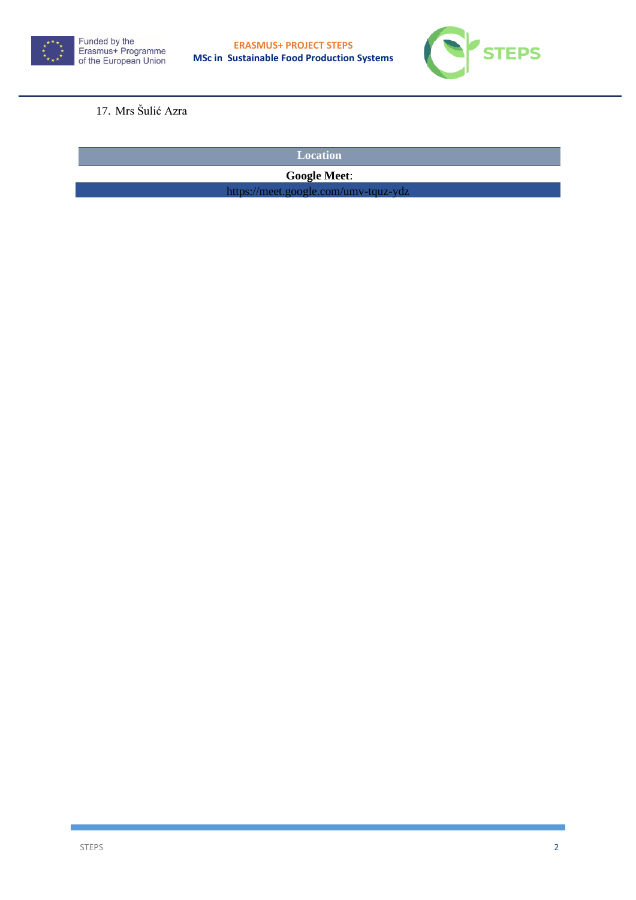17. Mrs Šulić Azra

| Location |
| --- |
| **Google Meet**: |
| https://meet.google.com/umv-tquz-ydz |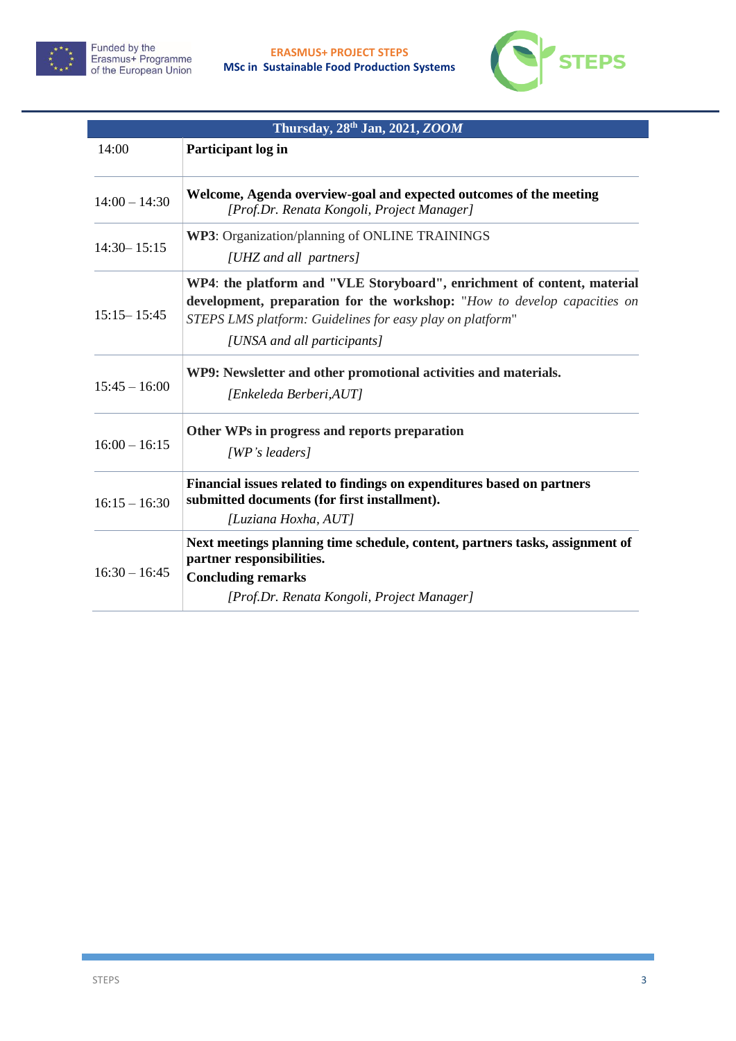| Thursday, 28th Jan, 2021, *ZOOM* | |
|---|---|
| 14:00 | **Participant log in** |
| 14:00 – 14:30 | **Welcome, Agenda overview-goal and expected outcomes of the meeting** *[Prof.Dr. Renata Kongoli, Project Manager]* |
| 14:30– 15:15 | **WP3**: Organization/planning of ONLINE TRAININGS *[UHZ and all partners]* |
| 15:15– 15:45 | **WP4**: **the platform and "VLE Storyboard", enrichment of content, material development, preparation for the workshop:** "*How to develop capacities on STEPS LMS platform: Guidelines for easy play on platform*" *[UNSA and all participants]* |
| 15:45 – 16:00 | **WP9: Newsletter and other promotional activities and materials.** *[Enkeleda Berberi,AUT]* |
| 16:00 – 16:15 | **Other WPs in progress and reports preparation** *[WP's leaders]* |
| 16:15 – 16:30 | **Financial issues related to findings on expenditures based on partners submitted documents (for first installment).** *[Luziana Hoxha, AUT]* |
| 16:30 – 16:45 | **Next meetings planning time schedule, content, partners tasks, assignment of partner responsibilities.** **Concluding remarks** *[Prof.Dr. Renata Kongoli, Project Manager]* |